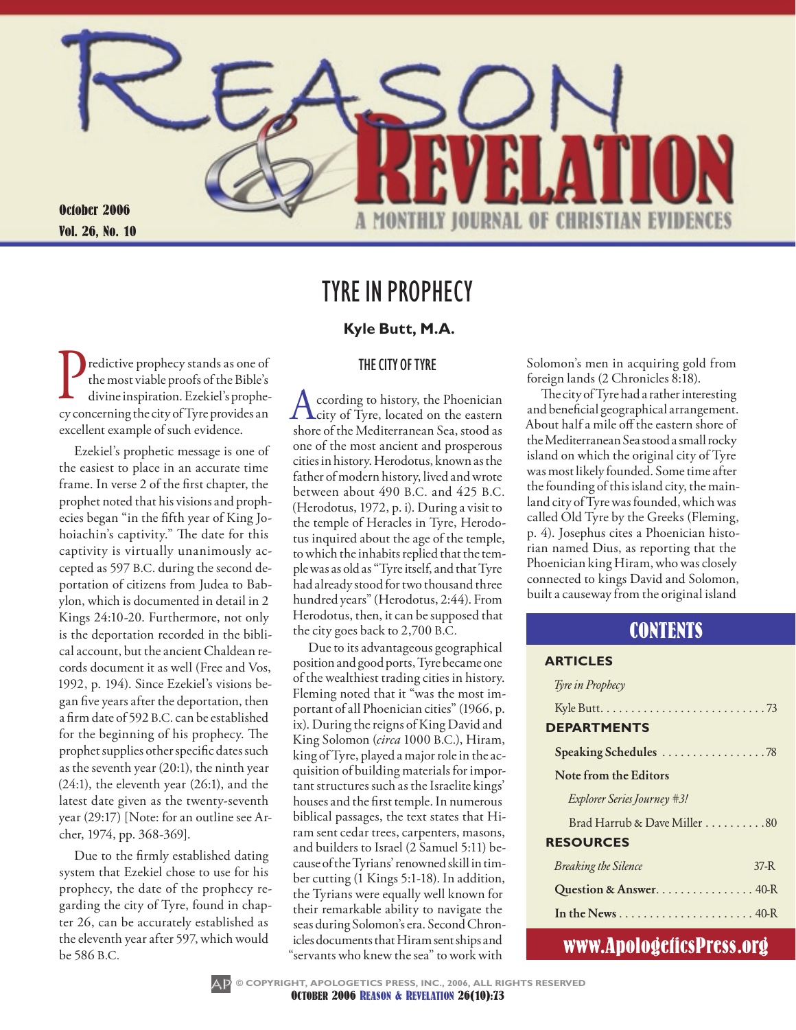# Reason & Revelation

October 2006
Vol. 26, No. 10

A MONTHLY JOURNAL OF CHRISTIAN EVIDENCES

## TYRE IN PROPHECY

**Kyle Butt, M.A.**

Predictive prophecy stands as one of the most viable proofs of the Bible's divine inspiration. Ezekiel's prophecy concerning the city of Tyre provides an excellent example of such evidence.

Ezekiel's prophetic message is one of the easiest to place in an accurate time frame. In verse 2 of the first chapter, the prophet noted that his visions and prophecies began "in the fifth year of King Johoiachin's captivity." The date for this captivity is virtually unanimously accepted as 597 B.C. during the second deportation of citizens from Judea to Babylon, which is documented in detail in 2 Kings 24:10-20. Furthermore, not only is the deportation recorded in the biblical account, but the ancient Chaldean records document it as well (Free and Vos, 1992, p. 194). Since Ezekiel's visions began five years after the deportation, then a firm date of 592 B.C. can be established for the beginning of his prophecy. The prophet supplies other specific dates such as the seventh year (20:1), the ninth year (24:1), the eleventh year (26:1), and the latest date given as the twenty-seventh year (29:17) [Note: for an outline see Archer, 1974, pp. 368-369].

Due to the firmly established dating system that Ezekiel chose to use for his prophecy, the date of the prophecy regarding the city of Tyre, found in chapter 26, can be accurately established as the eleventh year after 597, which would be 586 B.C.

### THE CITY OF TYRE

According to history, the Phoenician city of Tyre, located on the eastern shore of the Mediterranean Sea, stood as one of the most ancient and prosperous cities in history. Herodotus, known as the father of modern history, lived and wrote between about 490 B.C. and 425 B.C. (Herodotus, 1972, p. i). During a visit to the temple of Heracles in Tyre, Herodotus inquired about the age of the temple, to which the inhabits replied that the temple was as old as "Tyre itself, and that Tyre had already stood for two thousand three hundred years" (Herodotus, 2:44). From Herodotus, then, it can be supposed that the city goes back to 2,700 B.C.

Due to its advantageous geographical position and good ports, Tyre became one of the wealthiest trading cities in history. Fleming noted that it "was the most important of all Phoenician cities" (1966, p. ix). During the reigns of King David and King Solomon (*circa* 1000 B.C.), Hiram, king of Tyre, played a major role in the acquisition of building materials for important structures such as the Israelite kings' houses and the first temple. In numerous biblical passages, the text states that Hiram sent cedar trees, carpenters, masons, and builders to Israel (2 Samuel 5:11) because of the Tyrians' renowned skill in timber cutting (1 Kings 5:1-18). In addition, the Tyrians were equally well known for their remarkable ability to navigate the seas during Solomon's era. Second Chronicles documents that Hiram sent ships and "servants who knew the sea" to work with Solomon's men in acquiring gold from foreign lands (2 Chronicles 8:18).

The city of Tyre had a rather interesting and beneficial geographical arrangement. About half a mile off the eastern shore of the Mediterranean Sea stood a small rocky island on which the original city of Tyre was most likely founded. Some time after the founding of this island city, the mainland city of Tyre was founded, which was called Old Tyre by the Greeks (Fleming, p. 4). Josephus cites a Phoenician historian named Dius, as reporting that the Phoenician king Hiram, who was closely connected to kings David and Solomon, built a causeway from the original island

## CONTENTS

**ARTICLES**

*Tyre in Prophecy*
Kyle Butt . . . . . . . . . . . . . . . . . . . . . . . . . . 73

**DEPARTMENTS**

**Speaking Schedules** . . . . . . . . . . . . . . . . . 78

**Note from the Editors**
*Explorer Series Journey #3!*
Brad Harrub & Dave Miller . . . . . . . . . . 80

**RESOURCES**

*Breaking the Silence* 37-R

**Question & Answer** . . . . . . . . . . . . . . . . 40-R

**In the News** . . . . . . . . . . . . . . . . . . . . . . 40-R

www.ApologeticsPress.org

© COPYRIGHT, APOLOGETICS PRESS, INC., 2006, ALL RIGHTS RESERVED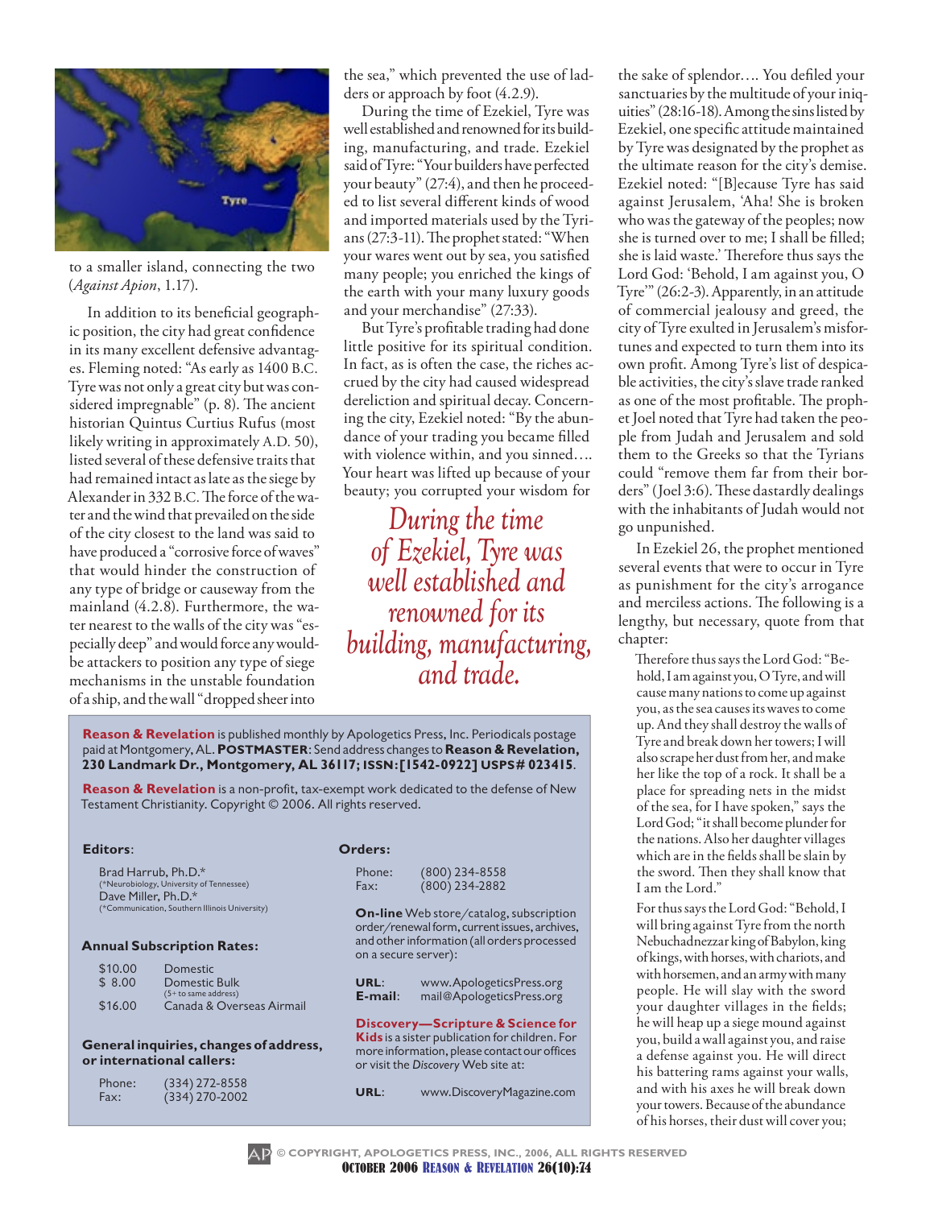to a smaller island, connecting the two (*Against Apion*, 1.17).

In addition to its beneficial geographic position, the city had great confidence in its many excellent defensive advantages. Fleming noted: "As early as 1400 B.C. Tyre was not only a great city but was considered impregnable" (p. 8). The ancient historian Quintus Curtius Rufus (most likely writing in approximately A.D. 50), listed several of these defensive traits that had remained intact as late as the siege by Alexander in 332 B.C. The force of the water and the wind that prevailed on the side of the city closest to the land was said to have produced a "corrosive force of waves" that would hinder the construction of any type of bridge or causeway from the mainland (4.2.8). Furthermore, the water nearest to the walls of the city was "especially deep" and would force any would-be attackers to position any type of siege mechanisms in the unstable foundation of a ship, and the wall "dropped sheer into the sea," which prevented the use of ladders or approach by foot (4.2.9).

During the time of Ezekiel, Tyre was well established and renowned for its building, manufacturing, and trade. Ezekiel said of Tyre: "Your builders have perfected your beauty" (27:4), and then he proceeded to list several different kinds of wood and imported materials used by the Tyrians (27:3-11). The prophet stated: "When your wares went out by sea, you satisfied many people; you enriched the kings of the earth with your many luxury goods and your merchandise" (27:33).

But Tyre's profitable trading had done little positive for its spiritual condition. In fact, as is often the case, the riches accrued by the city had caused widespread dereliction and spiritual decay. Concerning the city, Ezekiel noted: "By the abundance of your trading you became filled with violence within, and you sinned…. Your heart was lifted up because of your beauty; you corrupted your wisdom for the sake of splendor…. You defiled your sanctuaries by the multitude of your iniquities" (28:16-18). Among the sins listed by Ezekiel, one specific attitude maintained by Tyre was designated by the prophet as the ultimate reason for the city's demise. Ezekiel noted: "[B]ecause Tyre has said against Jerusalem, 'Aha! She is broken who was the gateway of the peoples; now she is turned over to me; I shall be filled; she is laid waste.' Therefore thus says the Lord God: 'Behold, I am against you, O Tyre'" (26:2-3). Apparently, in an attitude of commercial jealousy and greed, the city of Tyre exulted in Jerusalem's misfortunes and expected to turn them into its own profit. Among Tyre's list of despicable activities, the city's slave trade ranked as one of the most profitable. The prophet Joel noted that Tyre had taken the people from Judah and Jerusalem and sold them to the Greeks so that the Tyrians could "remove them far from their borders" (Joel 3:6). These dastardly dealings with the inhabitants of Judah would not go unpunished.

*During the time of Ezekiel, Tyre was well established and renowned for its building, manufacturing, and trade.*

In Ezekiel 26, the prophet mentioned several events that were to occur in Tyre as punishment for the city's arrogance and merciless actions. The following is a lengthy, but necessary, quote from that chapter:

> Therefore thus says the Lord God: "Behold, I am against you, O Tyre, and will cause many nations to come up against you, as the sea causes its waves to come up. And they shall destroy the walls of Tyre and break down her towers; I will also scrape her dust from her, and make her like the top of a rock. It shall be a place for spreading nets in the midst of the sea, for I have spoken," says the Lord God; "it shall become plunder for the nations. Also her daughter villages which are in the fields shall be slain by the sword. Then they shall know that I am the Lord."
>
> For thus says the Lord God: "Behold, I will bring against Tyre from the north Nebuchadnezzar king of Babylon, king of kings, with horses, with chariots, and with horsemen, and an army with many people. He will slay with the sword your daughter villages in the fields; he will heap up a siege mound against you, build a wall against you, and raise a defense against you. He will direct his battering rams against your walls, and with his axes he will break down your towers. Because of the abundance of his horses, their dust will cover you;

**Reason & Revelation** is published monthly by Apologetics Press, Inc. Periodicals postage paid at Montgomery, AL. **POSTMASTER**: Send address changes to **Reason & Revelation, 230 Landmark Dr., Montgomery, AL 36117; ISSN:[1542-0922] USPS# 023415**.

**Reason & Revelation** is a non-profit, tax-exempt work dedicated to the defense of New Testament Christianity. Copyright © 2006. All rights reserved.

**Editors**:

Brad Harrub, Ph.D.*
(*Neurobiology, University of Tennessee)
Dave Miller, Ph.D.*
(*Communication, Southern Illinois University)

**Annual Subscription Rates:**

| | |
|---|---|
| $10.00 | Domestic |
| $ 8.00 | Domestic Bulk (5+ to same address) |
| $16.00 | Canada & Overseas Airmail |

**General inquiries, changes of address, or international callers:**

Phone: (334) 272-8558
Fax: (334) 270-2002

**Orders:**

Phone: (800) 234-8558
Fax: (800) 234-2882

**On-line** Web store/catalog, subscription order/renewal form, current issues, archives, and other information (all orders processed on a secure server):

URL: www.ApologeticsPress.org
E-mail: mail@ApologeticsPress.org

**Discovery—Scripture & Science for Kids** is a sister publication for children. For more information, please contact our offices or visit the *Discovery* Web site at:

URL: www.DiscoveryMagazine.com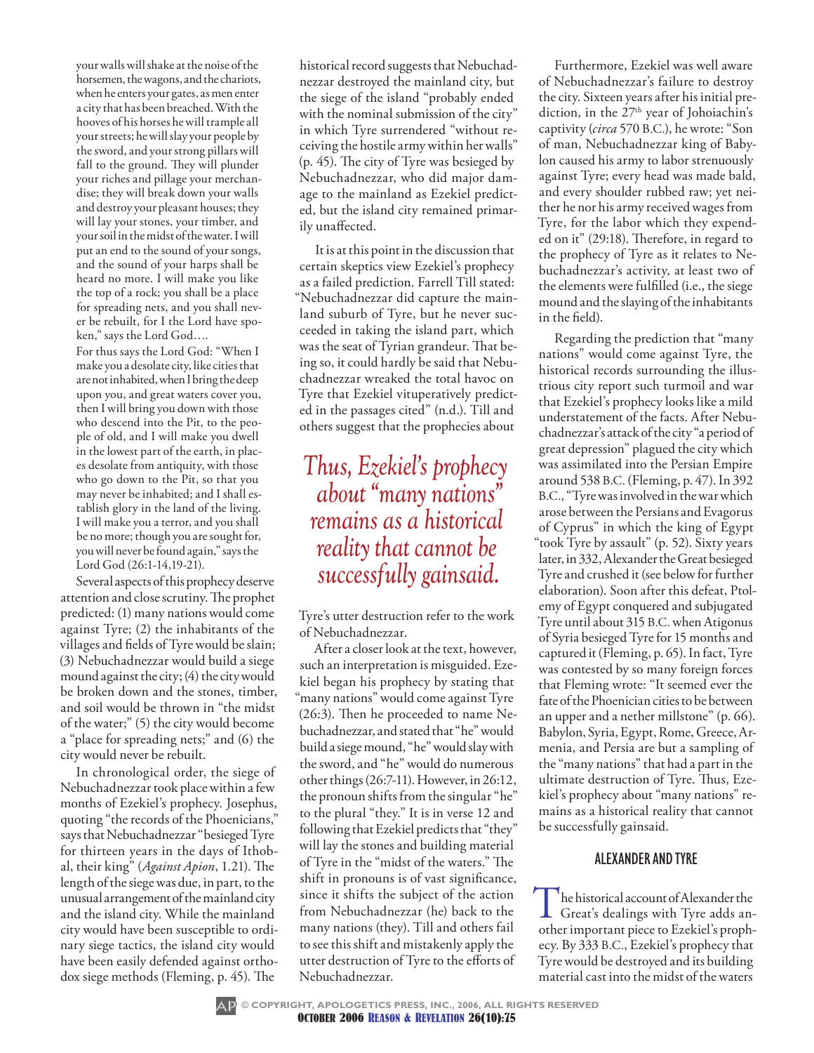your walls will shake at the noise of the horsemen, the wagons, and the chariots, when he enters your gates, as men enter a city that has been breached. With the hooves of his horses he will trample all your streets; he will slay your people by the sword, and your strong pillars will fall to the ground. They will plunder your riches and pillage your merchandise; they will break down your walls and destroy your pleasant houses; they will lay your stones, your timber, and your soil in the midst of the water. I will put an end to the sound of your songs, and the sound of your harps shall be heard no more. I will make you like the top of a rock; you shall be a place for spreading nets, and you shall never be rebuilt, for I the Lord have spoken," says the Lord God….

For thus says the Lord God: "When I make you a desolate city, like cities that are not inhabited, when I bring the deep upon you, and great waters cover you, then I will bring you down with those who descend into the Pit, to the people of old, and I will make you dwell in the lowest part of the earth, in places desolate from antiquity, with those who go down to the Pit, so that you may never be inhabited; and I shall establish glory in the land of the living. I will make you a terror, and you shall be no more; though you are sought for, you will never be found again," says the Lord God (26:1-14,19-21).

Several aspects of this prophecy deserve attention and close scrutiny. The prophet predicted: (1) many nations would come against Tyre; (2) the inhabitants of the villages and fields of Tyre would be slain; (3) Nebuchadnezzar would build a siege mound against the city; (4) the city would be broken down and the stones, timber, and soil would be thrown in "the midst of the water;" (5) the city would become a "place for spreading nets;" and (6) the city would never be rebuilt.

In chronological order, the siege of Nebuchadnezzar took place within a few months of Ezekiel's prophecy. Josephus, quoting "the records of the Phoenicians," says that Nebuchadnezzar "besieged Tyre for thirteen years in the days of Ithobal, their king" (*Against Apion*, 1.21). The length of the siege was due, in part, to the unusual arrangement of the mainland city and the island city. While the mainland city would have been susceptible to ordinary siege tactics, the island city would have been easily defended against orthodox siege methods (Fleming, p. 45). The historical record suggests that Nebuchadnezzar destroyed the mainland city, but the siege of the island "probably ended with the nominal submission of the city" in which Tyre surrendered "without receiving the hostile army within her walls" (p. 45). The city of Tyre was besieged by Nebuchadnezzar, who did major damage to the mainland as Ezekiel predicted, but the island city remained primarily unaffected.

It is at this point in the discussion that certain skeptics view Ezekiel's prophecy as a failed prediction. Farrell Till stated: "Nebuchadnezzar did capture the mainland suburb of Tyre, but he never succeeded in taking the island part, which was the seat of Tyrian grandeur. That being so, it could hardly be said that Nebuchadnezzar wreaked the total havoc on Tyre that Ezekiel vituperatively predicted in the passages cited" (n.d.). Till and others suggest that the prophecies about Tyre's utter destruction refer to the work of Nebuchadnezzar.

> *Thus, Ezekiel's prophecy about "many nations" remains as a historical reality that cannot be successfully gainsaid.*

After a closer look at the text, however, such an interpretation is misguided. Ezekiel began his prophecy by stating that "many nations" would come against Tyre (26:3). Then he proceeded to name Nebuchadnezzar, and stated that "he" would build a siege mound, "he" would slay with the sword, and "he" would do numerous other things (26:7-11). However, in 26:12, the pronoun shifts from the singular "he" to the plural "they." It is in verse 12 and following that Ezekiel predicts that "they" will lay the stones and building material of Tyre in the "midst of the waters." The shift in pronouns is of vast significance, since it shifts the subject of the action from Nebuchadnezzar (he) back to the many nations (they). Till and others fail to see this shift and mistakenly apply the utter destruction of Tyre to the efforts of Nebuchadnezzar.

Furthermore, Ezekiel was well aware of Nebuchadnezzar's failure to destroy the city. Sixteen years after his initial prediction, in the 27th year of Johoiachin's captivity (*circa* 570 B.C.), he wrote: "Son of man, Nebuchadnezzar king of Babylon caused his army to labor strenuously against Tyre; every head was made bald, and every shoulder rubbed raw; yet neither he nor his army received wages from Tyre, for the labor which they expended on it" (29:18). Therefore, in regard to the prophecy of Tyre as it relates to Nebuchadnezzar's activity, at least two of the elements were fulfilled (i.e., the siege mound and the slaying of the inhabitants in the field).

Regarding the prediction that "many nations" would come against Tyre, the historical records surrounding the illustrious city report such turmoil and war that Ezekiel's prophecy looks like a mild understatement of the facts. After Nebuchadnezzar's attack of the city "a period of great depression" plagued the city which was assimilated into the Persian Empire around 538 B.C. (Fleming, p. 47). In 392 B.C., "Tyre was involved in the war which arose between the Persians and Evagorus of Cyprus" in which the king of Egypt "took Tyre by assault" (p. 52). Sixty years later, in 332, Alexander the Great besieged Tyre and crushed it (see below for further elaboration). Soon after this defeat, Ptolemy of Egypt conquered and subjugated Tyre until about 315 B.C. when Atigonus of Syria besieged Tyre for 15 months and captured it (Fleming, p. 65). In fact, Tyre was contested by so many foreign forces that Fleming wrote: "It seemed ever the fate of the Phoenician cities to be between an upper and a nether millstone" (p. 66). Babylon, Syria, Egypt, Rome, Greece, Armenia, and Persia are but a sampling of the "many nations" that had a part in the ultimate destruction of Tyre. Thus, Ezekiel's prophecy about "many nations" remains as a historical reality that cannot be successfully gainsaid.

## ALEXANDER AND TYRE

The historical account of Alexander the Great's dealings with Tyre adds another important piece to Ezekiel's prophecy. By 333 B.C., Ezekiel's prophecy that Tyre would be destroyed and its building material cast into the midst of the waters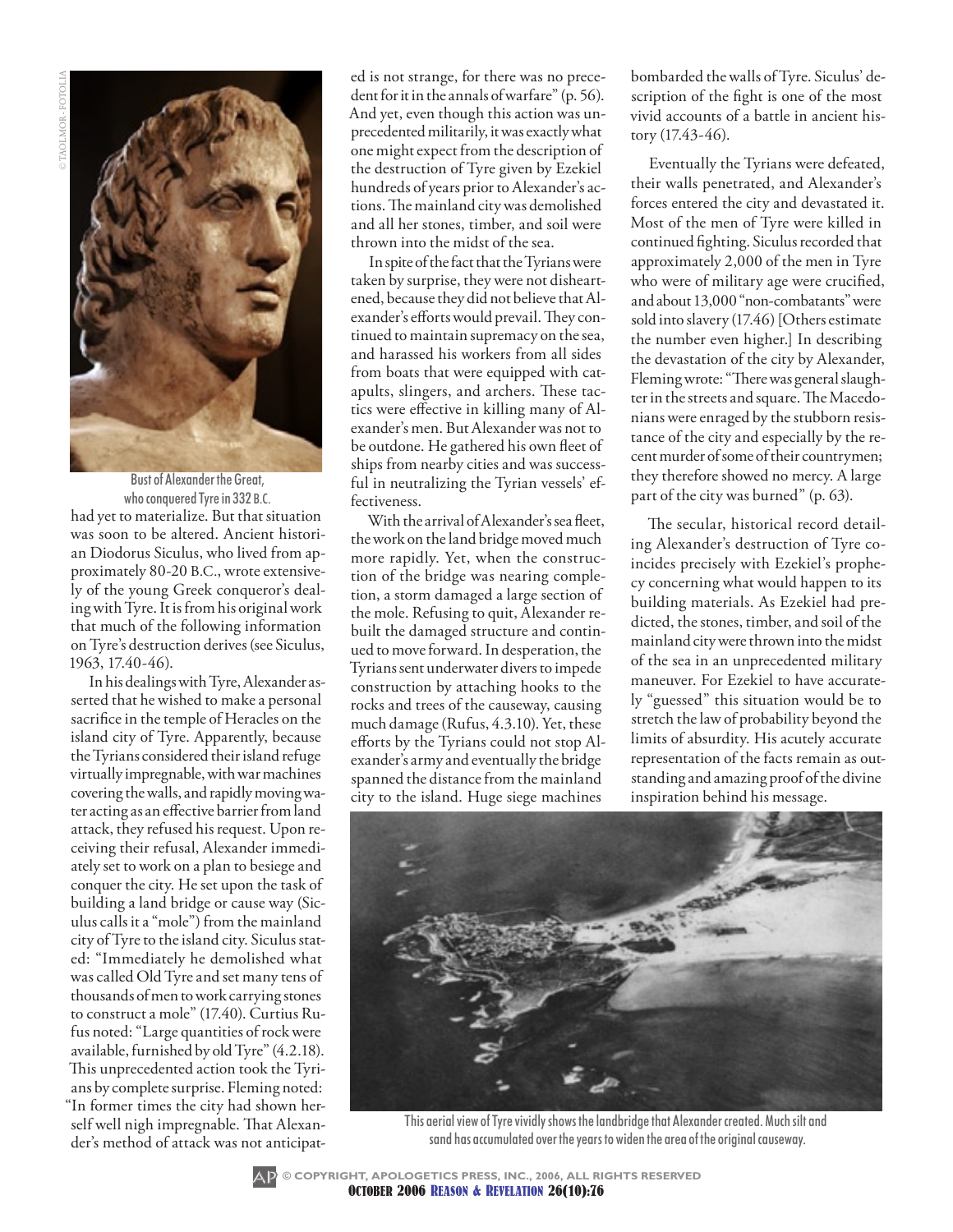Bust of Alexander the Great, who conquered Tyre in 332 B.C.

had yet to materialize. But that situation was soon to be altered. Ancient historian Diodorus Siculus, who lived from approximately 80-20 B.C., wrote extensively of the young Greek conqueror's dealing with Tyre. It is from his original work that much of the following information on Tyre's destruction derives (see Siculus, 1963, 17.40-46).

In his dealings with Tyre, Alexander asserted that he wished to make a personal sacrifice in the temple of Heracles on the island city of Tyre. Apparently, because the Tyrians considered their island refuge virtually impregnable, with war machines covering the walls, and rapidly moving water acting as an effective barrier from land attack, they refused his request. Upon receiving their refusal, Alexander immediately set to work on a plan to besiege and conquer the city. He set upon the task of building a land bridge or cause way (Siculus calls it a "mole") from the mainland city of Tyre to the island city. Siculus stated: "Immediately he demolished what was called Old Tyre and set many tens of thousands of men to work carrying stones to construct a mole" (17.40). Curtius Rufus noted: "Large quantities of rock were available, furnished by old Tyre" (4.2.18). This unprecedented action took the Tyrians by complete surprise. Fleming noted: "In former times the city had shown herself well nigh impregnable. That Alexander's method of attack was not anticipated is not strange, for there was no precedent for it in the annals of warfare" (p. 56). And yet, even though this action was unprecedented militarily, it was exactly what one might expect from the description of the destruction of Tyre given by Ezekiel hundreds of years prior to Alexander's actions. The mainland city was demolished and all her stones, timber, and soil were thrown into the midst of the sea.

In spite of the fact that the Tyrians were taken by surprise, they were not disheartened, because they did not believe that Alexander's efforts would prevail. They continued to maintain supremacy on the sea, and harassed his workers from all sides from boats that were equipped with catapults, slingers, and archers. These tactics were effective in killing many of Alexander's men. But Alexander was not to be outdone. He gathered his own fleet of ships from nearby cities and was successful in neutralizing the Tyrian vessels' effectiveness.

With the arrival of Alexander's sea fleet, the work on the land bridge moved much more rapidly. Yet, when the construction of the bridge was nearing completion, a storm damaged a large section of the mole. Refusing to quit, Alexander rebuilt the damaged structure and continued to move forward. In desperation, the Tyrians sent underwater divers to impede construction by attaching hooks to the rocks and trees of the causeway, causing much damage (Rufus, 4.3.10). Yet, these efforts by the Tyrians could not stop Alexander's army and eventually the bridge spanned the distance from the mainland city to the island. Huge siege machines bombarded the walls of Tyre. Siculus' description of the fight is one of the most vivid accounts of a battle in ancient history (17.43-46).

Eventually the Tyrians were defeated, their walls penetrated, and Alexander's forces entered the city and devastated it. Most of the men of Tyre were killed in continued fighting. Siculus recorded that approximately 2,000 of the men in Tyre who were of military age were crucified, and about 13,000 "non-combatants" were sold into slavery (17.46) [Others estimate the number even higher.] In describing the devastation of the city by Alexander, Fleming wrote: "There was general slaughter in the streets and square. The Macedonians were enraged by the stubborn resistance of the city and especially by the recent murder of some of their countrymen; they therefore showed no mercy. A large part of the city was burned" (p. 63).

The secular, historical record detailing Alexander's destruction of Tyre coincides precisely with Ezekiel's prophecy concerning what would happen to its building materials. As Ezekiel had predicted, the stones, timber, and soil of the mainland city were thrown into the midst of the sea in an unprecedented military maneuver. For Ezekiel to have accurately "guessed" this situation would be to stretch the law of probability beyond the limits of absurdity. His acutely accurate representation of the facts remain as outstanding and amazing proof of the divine inspiration behind his message.

This aerial view of Tyre vividly shows the landbridge that Alexander created. Much silt and sand has accumulated over the years to widen the area of the original causeway.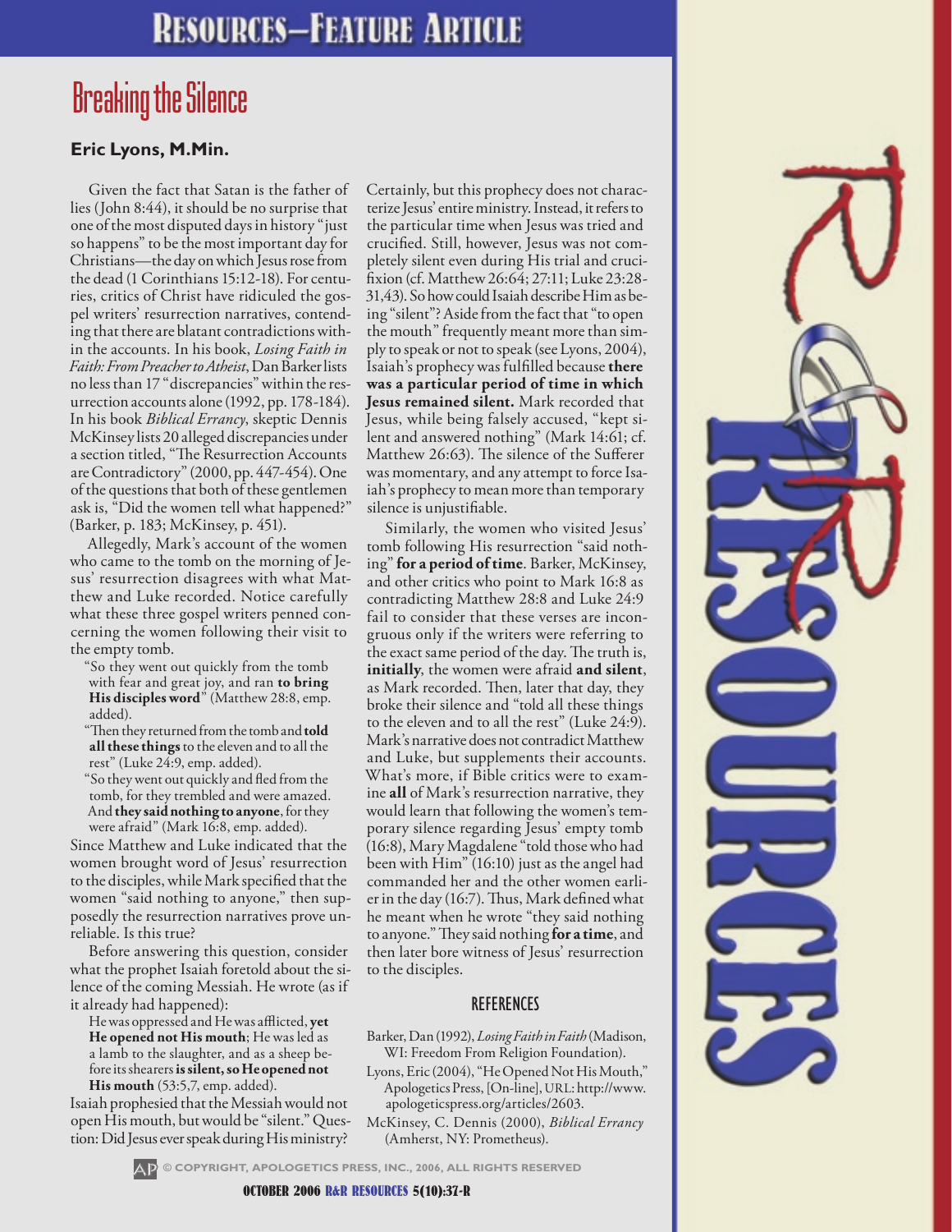# Breaking the Silence

**Eric Lyons, M.Min.**

Given the fact that Satan is the father of lies (John 8:44), it should be no surprise that one of the most disputed days in history "just so happens" to be the most important day for Christians—the day on which Jesus rose from the dead (1 Corinthians 15:12-18). For centuries, critics of Christ have ridiculed the gospel writers' resurrection narratives, contending that there are blatant contradictions within the accounts. In his book, *Losing Faith in Faith: From Preacher to Atheist*, Dan Barker lists no less than 17 "discrepancies" within the resurrection accounts alone (1992, pp. 178-184). In his book *Biblical Errancy*, skeptic Dennis McKinsey lists 20 alleged discrepancies under a section titled, "The Resurrection Accounts are Contradictory" (2000, pp. 447-454). One of the questions that both of these gentlemen ask is, "Did the women tell what happened?" (Barker, p. 183; McKinsey, p. 451).

Allegedly, Mark's account of the women who came to the tomb on the morning of Jesus' resurrection disagrees with what Matthew and Luke recorded. Notice carefully what these three gospel writers penned concerning the women following their visit to the empty tomb.

> "So they went out quickly from the tomb with fear and great joy, and ran **to bring His disciples word**" (Matthew 28:8, emp. added).
>
> "Then they returned from the tomb and **told all these things** to the eleven and to all the rest" (Luke 24:9, emp. added).
>
> "So they went out quickly and fled from the tomb, for they trembled and were amazed. And **they said nothing to anyone**, for they were afraid" (Mark 16:8, emp. added).

Since Matthew and Luke indicated that the women brought word of Jesus' resurrection to the disciples, while Mark specified that the women "said nothing to anyone," then supposedly the resurrection narratives prove unreliable. Is this true?

Before answering this question, consider what the prophet Isaiah foretold about the silence of the coming Messiah. He wrote (as if it already had happened):

> He was oppressed and He was afflicted, **yet He opened not His mouth**; He was led as a lamb to the slaughter, and as a sheep before its shearers **is silent, so He opened not His mouth** (53:5,7, emp. added).

Isaiah prophesied that the Messiah would not open His mouth, but would be "silent." Question: Did Jesus ever speak during His ministry? Certainly, but this prophecy does not characterize Jesus' entire ministry. Instead, it refers to the particular time when Jesus was tried and crucified. Still, however, Jesus was not completely silent even during His trial and crucifixion (cf. Matthew 26:64; 27:11; Luke 23:28-31,43). So how could Isaiah describe Him as being "silent"? Aside from the fact that "to open the mouth" frequently meant more than simply to speak or not to speak (see Lyons, 2004), Isaiah's prophecy was fulfilled because **there was a particular period of time in which Jesus remained silent.** Mark recorded that Jesus, while being falsely accused, "kept silent and answered nothing" (Mark 14:61; cf. Matthew 26:63). The silence of the Sufferer was momentary, and any attempt to force Isaiah's prophecy to mean more than temporary silence is unjustifiable.

Similarly, the women who visited Jesus' tomb following His resurrection "said nothing" **for a period of time**. Barker, McKinsey, and other critics who point to Mark 16:8 as contradicting Matthew 28:8 and Luke 24:9 fail to consider that these verses are incongruous only if the writers were referring to the exact same period of the day. The truth is, **initially**, the women were afraid **and silent**, as Mark recorded. Then, later that day, they broke their silence and "told all these things to the eleven and to all the rest" (Luke 24:9). Mark's narrative does not contradict Matthew and Luke, but supplements their accounts. What's more, if Bible critics were to examine **all** of Mark's resurrection narrative, they would learn that following the women's temporary silence regarding Jesus' empty tomb (16:8), Mary Magdalene "told those who had been with Him" (16:10) just as the angel had commanded her and the other women earlier in the day (16:7). Thus, Mark defined what he meant when he wrote "they said nothing to anyone." They said nothing **for a time**, and then later bore witness of Jesus' resurrection to the disciples.

## REFERENCES

Barker, Dan (1992), *Losing Faith in Faith* (Madison, WI: Freedom From Religion Foundation).

Lyons, Eric (2004), "He Opened Not His Mouth," Apologetics Press, [On-line], URL: http://www.apologeticspress.org/articles/2603.

McKinsey, C. Dennis (2000), *Biblical Errancy* (Amherst, NY: Prometheus).

© COPYRIGHT, APOLOGETICS PRESS, INC., 2006, ALL RIGHTS RESERVED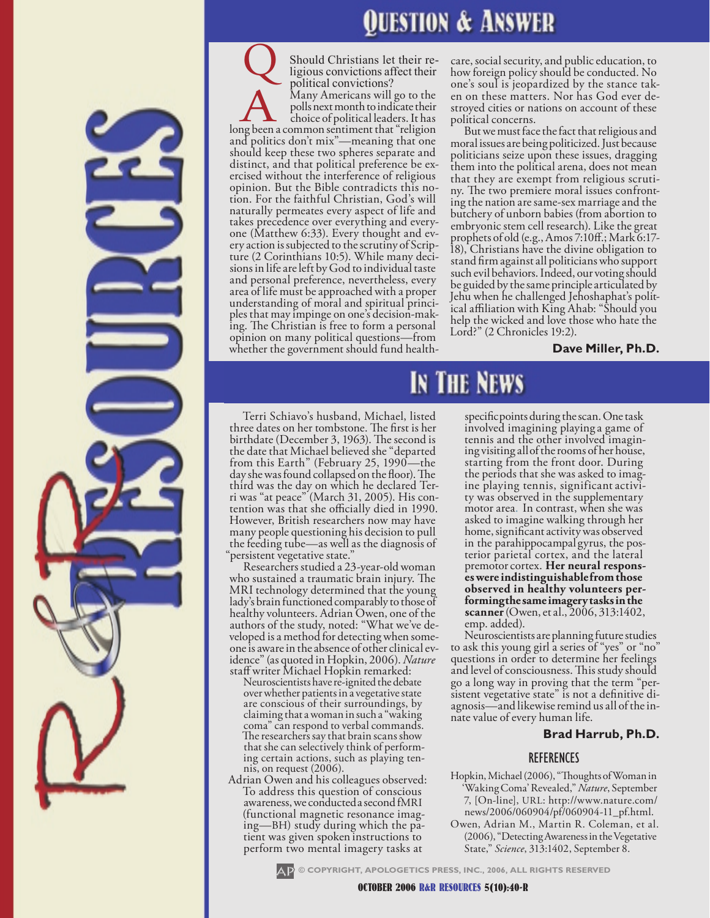# Question & Answer

**Q** Should Christians let their religious convictions affect their political convictions?

**A** Many Americans will go to the polls next month to indicate their choice of political leaders. It has long been a common sentiment that "religion and politics don't mix"—meaning that one should keep these two spheres separate and distinct, and that political preference be exercised without the interference of religious opinion. But the Bible contradicts this notion. For the faithful Christian, God's will naturally permeates every aspect of life and takes precedence over everything and everyone (Matthew 6:33). Every thought and every action is subjected to the scrutiny of Scripture (2 Corinthians 10:5). While many decisions in life are left by God to individual taste and personal preference, nevertheless, every area of life must be approached with a proper understanding of moral and spiritual principles that may impinge on one's decision-making. The Christian is free to form a personal opinion on many political questions—from whether the government should fund health-care, social security, and public education, to how foreign policy should be conducted. No one's soul is jeopardized by the stance taken on these matters. Nor has God ever destroyed cities or nations on account of these political concerns.

But we must face the fact that religious and moral issues are being politicized. Just because politicians seize upon these issues, dragging them into the political arena, does not mean that they are exempt from religious scrutiny. The two premiere moral issues confronting the nation are same-sex marriage and the butchery of unborn babies (from abortion to embryonic stem cell research). Like the great prophets of old (e.g., Amos 7:10ff.; Mark 6:17-18), Christians have the divine obligation to stand firm against all politicians who support such evil behaviors. Indeed, our voting should be guided by the same principle articulated by Jehu when he challenged Jehoshaphat's political affiliation with King Ahab: "Should you help the wicked and love those who hate the Lord?" (2 Chronicles 19:2).

**Dave Miller, Ph.D.**

# In The News

Terri Schiavo's husband, Michael, listed three dates on her tombstone. The first is her birthdate (December 3, 1963). The second is the date that Michael believed she "departed from this Earth" (February 25, 1990—the day she was found collapsed on the floor). The third was the day on which he declared Terri was "at peace" (March 31, 2005). His contention was that she officially died in 1990. However, British researchers now may have many people questioning his decision to pull the feeding tube—as well as the diagnosis of "persistent vegetative state."

Researchers studied a 23-year-old woman who sustained a traumatic brain injury. The MRI technology determined that the young lady's brain functioned comparably to those of healthy volunteers. Adrian Owen, one of the authors of the study, noted: "What we've developed is a method for detecting when someone is aware in the absence of other clinical evidence" (as quoted in Hopkin, 2006). *Nature* staff writer Michael Hopkin remarked:

> Neuroscientists have re-ignited the debate over whether patients in a vegetative state are conscious of their surroundings, by claiming that a woman in such a "waking coma" can respond to verbal commands. The researchers say that brain scans show that she can selectively think of performing certain actions, such as playing tennis, on request (2006).

Adrian Owen and his colleagues observed:

> To address this question of conscious awareness, we conducted a second fMRI (functional magnetic resonance imaging—BH) study during which the patient was given spoken instructions to perform two mental imagery tasks at specific points during the scan. One task involved imagining playing a game of tennis and the other involved imagining visiting all of the rooms of her house, starting from the front door. During the periods that she was asked to imagine playing tennis, significant activity was observed in the supplementary motor area. In contrast, when she was asked to imagine walking through her home, significant activity was observed in the parahippocampal gyrus, the posterior parietal cortex, and the lateral premotor cortex. **Her neural responses were indistinguishable from those observed in healthy volunteers performing the same imagery tasks in the scanner** (Owen, et al., 2006, 313:1402, emp. added).

Neuroscientists are planning future studies to ask this young girl a series of "yes" or "no" questions in order to determine her feelings and level of consciousness. This study should go a long way in proving that the term "persistent vegetative state" is not a definitive diagnosis—and likewise remind us all of the innate value of every human life.

**Brad Harrub, Ph.D.**

## References

Hopkin, Michael (2006), "Thoughts of Woman in 'Waking Coma' Revealed," *Nature*, September 7, [On-line], URL: http://www.nature.com/news/2006/060904/pf/060904-11_pf.html.

Owen, Adrian M., Martin R. Coleman, et al. (2006), "Detecting Awareness in the Vegetative State," *Science*, 313:1402, September 8.

© COPYRIGHT, APOLOGETICS PRESS, INC., 2006, ALL RIGHTS RESERVED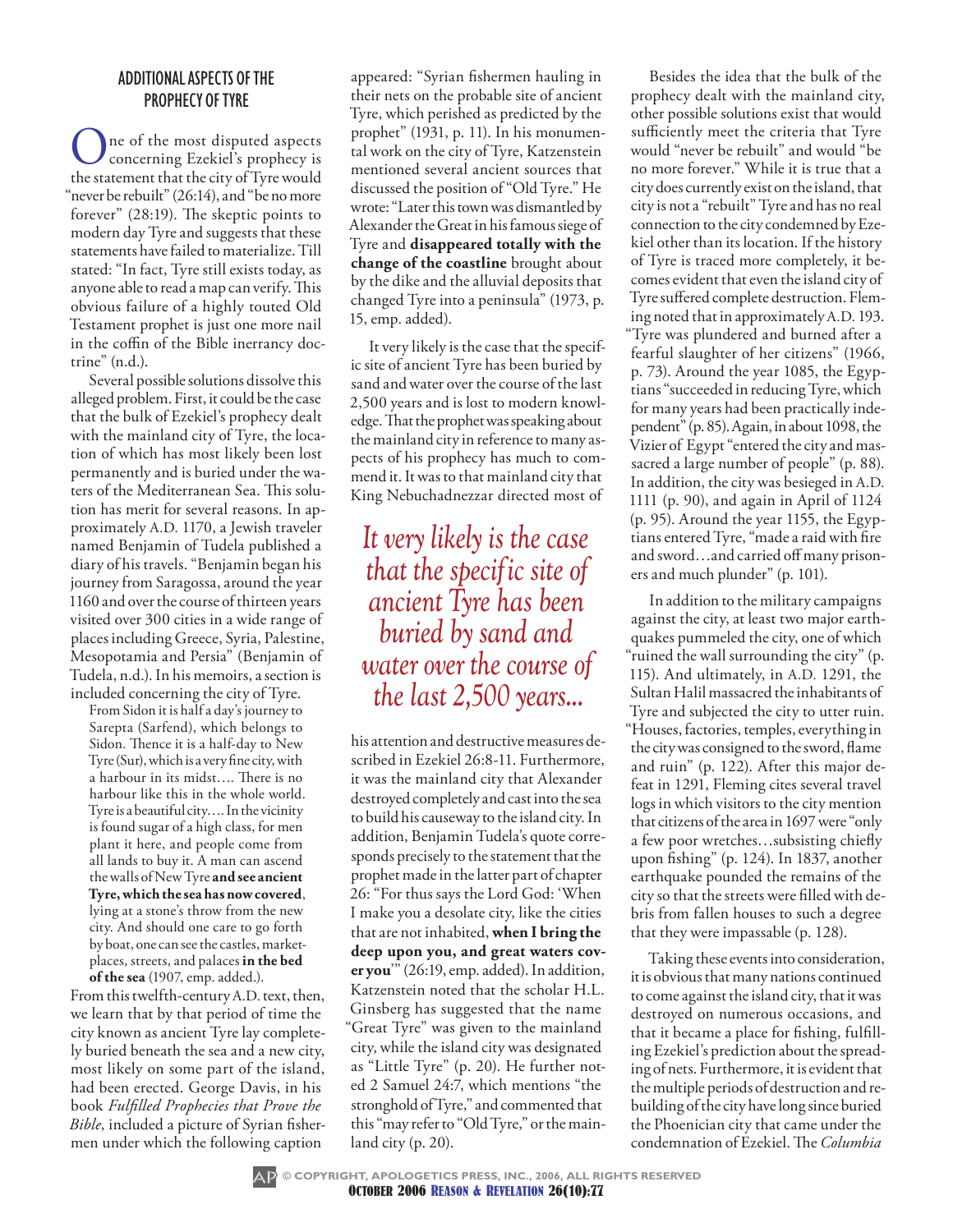## ADDITIONAL ASPECTS OF THE PROPHECY OF TYRE

One of the most disputed aspects concerning Ezekiel's prophecy is the statement that the city of Tyre would "never be rebuilt" (26:14), and "be no more forever" (28:19). The skeptic points to modern day Tyre and suggests that these statements have failed to materialize. Till stated: "In fact, Tyre still exists today, as anyone able to read a map can verify. This obvious failure of a highly touted Old Testament prophet is just one more nail in the coffin of the Bible inerrancy doctrine" (n.d.).

Several possible solutions dissolve this alleged problem. First, it could be the case that the bulk of Ezekiel's prophecy dealt with the mainland city of Tyre, the location of which has most likely been lost permanently and is buried under the waters of the Mediterranean Sea. This solution has merit for several reasons. In approximately A.D. 1170, a Jewish traveler named Benjamin of Tudela published a diary of his travels. "Benjamin began his journey from Saragossa, around the year 1160 and over the course of thirteen years visited over 300 cities in a wide range of places including Greece, Syria, Palestine, Mesopotamia and Persia" (Benjamin of Tudela, n.d.). In his memoirs, a section is included concerning the city of Tyre.

> From Sidon it is half a day's journey to Sarepta (Sarfend), which belongs to Sidon. Thence it is a half-day to New Tyre (Sur), which is a very fine city, with a harbour in its midst.... There is no harbour like this in the whole world. Tyre is a beautiful city.... In the vicinity is found sugar of a high class, for men plant it here, and people come from all lands to buy it. A man can ascend the walls of New Tyre **and see ancient Tyre, which the sea has now covered**, lying at a stone's throw from the new city. And should one care to go forth by boat, one can see the castles, market-places, streets, and palaces **in the bed of the sea** (1907, emp. added.).

From this twelfth-century A.D. text, then, we learn that by that period of time the city known as ancient Tyre lay completely buried beneath the sea and a new city, most likely on some part of the island, had been erected. George Davis, in his book *Fulfilled Prophecies that Prove the Bible*, included a picture of Syrian fishermen under which the following caption appeared: "Syrian fishermen hauling in their nets on the probable site of ancient Tyre, which perished as predicted by the prophet" (1931, p. 11). In his monumental work on the city of Tyre, Katzenstein mentioned several ancient sources that discussed the position of "Old Tyre." He wrote: "Later this town was dismantled by Alexander the Great in his famous siege of Tyre and **disappeared totally with the change of the coastline** brought about by the dike and the alluvial deposits that changed Tyre into a peninsula" (1973, p. 15, emp. added).

It very likely is the case that the specific site of ancient Tyre has been buried by sand and water over the course of the last 2,500 years and is lost to modern knowledge. That the prophet was speaking about the mainland city in reference to many aspects of his prophecy has much to commend it. It was to that mainland city that King Nebuchadnezzar directed most of his attention and destructive measures described in Ezekiel 26:8-11. Furthermore, it was the mainland city that Alexander destroyed completely and cast into the sea to build his causeway to the island city. In addition, Benjamin Tudela's quote corresponds precisely to the statement that the prophet made in the latter part of chapter 26: "For thus says the Lord God: 'When I make you a desolate city, like the cities that are not inhabited, **when I bring the deep upon you, and great waters cover you**'" (26:19, emp. added). In addition, Katzenstein noted that the scholar H.L. Ginsberg has suggested that the name "Great Tyre" was given to the mainland city, while the island city was designated as "Little Tyre" (p. 20). He further noted 2 Samuel 24:7, which mentions "the stronghold of Tyre," and commented that this "may refer to 'Old Tyre,'" or the mainland city (p. 20).

*It very likely is the case that the specific site of ancient Tyre has been buried by sand and water over the course of the last 2,500 years...*

Besides the idea that the bulk of the prophecy dealt with the mainland city, other possible solutions exist that would sufficiently meet the criteria that Tyre would "never be rebuilt" and would "be no more forever." While it is true that a city does currently exist on the island, that city is not a "rebuilt" Tyre and has no real connection to the city condemned by Ezekiel other than its location. If the history of Tyre is traced more completely, it becomes evident that even the island city of Tyre suffered complete destruction. Fleming noted that in approximately A.D. 193. "Tyre was plundered and burned after a fearful slaughter of her citizens" (1966, p. 73). Around the year 1085, the Egyptians "succeeded in reducing Tyre, which for many years had been practically independent" (p. 85). Again, in about 1098, the Vizier of Egypt "entered the city and massacred a large number of people" (p. 88). In addition, the city was besieged in A.D. 1111 (p. 90), and again in April of 1124 (p. 95). Around the year 1155, the Egyptians entered Tyre, "made a raid with fire and sword…and carried off many prisoners and much plunder" (p. 101).

In addition to the military campaigns against the city, at least two major earthquakes pummeled the city, one of which "ruined the wall surrounding the city" (p. 115). And ultimately, in A.D. 1291, the Sultan Halil massacred the inhabitants of Tyre and subjected the city to utter ruin. "Houses, factories, temples, everything in the city was consigned to the sword, flame and ruin" (p. 122). After this major defeat in 1291, Fleming cites several travel logs in which visitors to the city mention that citizens of the area in 1697 were "only a few poor wretches…subsisting chiefly upon fishing" (p. 124). In 1837, another earthquake pounded the remains of the city so that the streets were filled with debris from fallen houses to such a degree that they were impassable (p. 128).

Taking these events into consideration, it is obvious that many nations continued to come against the island city, that it was destroyed on numerous occasions, and that it became a place for fishing, fulfilling Ezekiel's prediction about the spreading of nets. Furthermore, it is evident that the multiple periods of destruction and rebuilding of the city have long since buried the Phoenician city that came under the condemnation of Ezekiel. The *Columbia*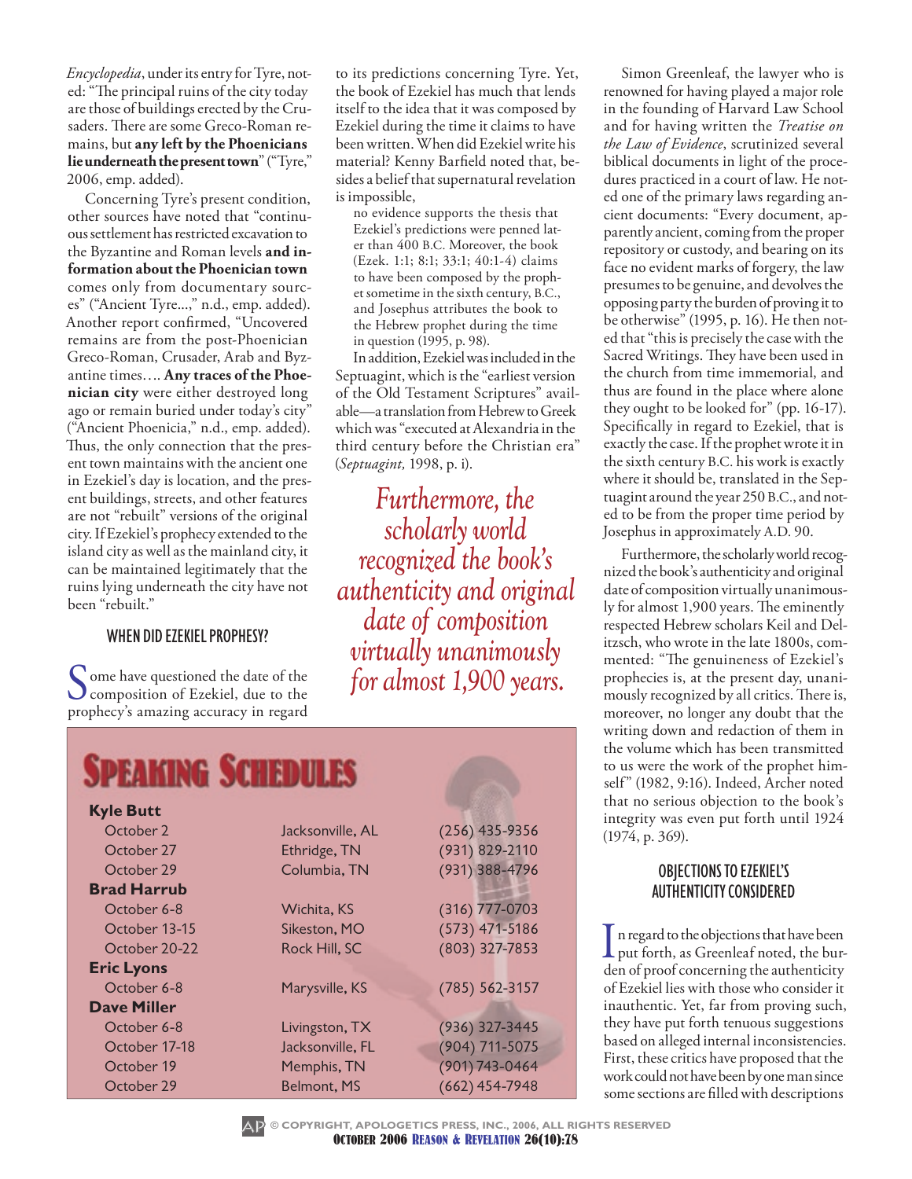*Encyclopedia*, under its entry for Tyre, noted: "The principal ruins of the city today are those of buildings erected by the Crusaders. There are some Greco-Roman remains, but **any left by the Phoenicians lie underneath the present town**" ("Tyre," 2006, emp. added).

Concerning Tyre's present condition, other sources have noted that "continuous settlement has restricted excavation to the Byzantine and Roman levels **and information about the Phoenician town** comes only from documentary sources" ("Ancient Tyre...," n.d., emp. added). Another report confirmed, "Uncovered remains are from the post-Phoenician Greco-Roman, Crusader, Arab and Byzantine times.... **Any traces of the Phoenician city** were either destroyed long ago or remain buried under today's city" ("Ancient Phoenicia," n.d., emp. added). Thus, the only connection that the present town maintains with the ancient one in Ezekiel's day is location, and the present buildings, streets, and other features are not "rebuilt" versions of the original city. If Ezekiel's prophecy extended to the island city as well as the mainland city, it can be maintained legitimately that the ruins lying underneath the city have not been "rebuilt."

## WHEN DID EZEKIEL PROPHESY?

Some have questioned the date of the composition of Ezekiel, due to the prophecy's amazing accuracy in regard to its predictions concerning Tyre. Yet, the book of Ezekiel has much that lends itself to the idea that it was composed by Ezekiel during the time it claims to have been written. When did Ezekiel write his material? Kenny Barfield noted that, besides a belief that supernatural revelation is impossible,

> no evidence supports the thesis that Ezekiel's predictions were penned later than 400 B.C. Moreover, the book (Ezek. 1:1; 8:1; 33:1; 40:1-4) claims to have been composed by the prophet sometime in the sixth century, B.C., and Josephus attributes the book to the Hebrew prophet during the time in question (1995, p. 98).

In addition, Ezekiel was included in the Septuagint, which is the "earliest version of the Old Testament Scriptures" available—a translation from Hebrew to Greek which was "executed at Alexandria in the third century before the Christian era" (*Septuagint,* 1998, p. i).

*Furthermore, the scholarly world recognized the book's authenticity and original date of composition virtually unanimously for almost 1,900 years.*

Simon Greenleaf, the lawyer who is renowned for having played a major role in the founding of Harvard Law School and for having written the *Treatise on the Law of Evidence*, scrutinized several biblical documents in light of the procedures practiced in a court of law. He noted one of the primary laws regarding ancient documents: "Every document, apparently ancient, coming from the proper repository or custody, and bearing on its face no evident marks of forgery, the law presumes to be genuine, and devolves the opposing party the burden of proving it to be otherwise" (1995, p. 16). He then noted that "this is precisely the case with the Sacred Writings. They have been used in the church from time immemorial, and thus are found in the place where alone they ought to be looked for" (pp. 16-17). Specifically in regard to Ezekiel, that is exactly the case. If the prophet wrote it in the sixth century B.C. his work is exactly where it should be, translated in the Septuagint around the year 250 B.C., and noted to be from the proper time period by Josephus in approximately A.D. 90.

Furthermore, the scholarly world recognized the book's authenticity and original date of composition virtually unanimously for almost 1,900 years. The eminently respected Hebrew scholars Keil and Delitzsch, who wrote in the late 1800s, commented: "The genuineness of Ezekiel's prophecies is, at the present day, unanimously recognized by all critics. There is, moreover, no longer any doubt that the writing down and redaction of them in the volume which has been transmitted to us were the work of the prophet himself" (1982, 9:16). Indeed, Archer noted that no serious objection to the book's integrity was even put forth until 1924 (1974, p. 369).

## OBJECTIONS TO EZEKIEL'S AUTHENTICITY CONSIDERED

In regard to the objections that have been put forth, as Greenleaf noted, the burden of proof concerning the authenticity of Ezekiel lies with those who consider it inauthentic. Yet, far from proving such, they have put forth tenuous suggestions based on alleged internal inconsistencies. First, these critics have proposed that the work could not have been by one man since some sections are filled with descriptions

## SPEAKING SCHEDULES

| | | |
|---|---|---|
| **Kyle Butt** | | |
| October 2 | Jacksonville, AL | (256) 435-9356 |
| October 27 | Ethridge, TN | (931) 829-2110 |
| October 29 | Columbia, TN | (931) 388-4796 |
| **Brad Harrub** | | |
| October 6-8 | Wichita, KS | (316) 777-0703 |
| October 13-15 | Sikeston, MO | (573) 471-5186 |
| October 20-22 | Rock Hill, SC | (803) 327-7853 |
| **Eric Lyons** | | |
| October 6-8 | Marysville, KS | (785) 562-3157 |
| **Dave Miller** | | |
| October 6-8 | Livingston, TX | (936) 327-3445 |
| October 17-18 | Jacksonville, FL | (904) 711-5075 |
| October 19 | Memphis, TN | (901) 743-0464 |
| October 29 | Belmont, MS | (662) 454-7948 |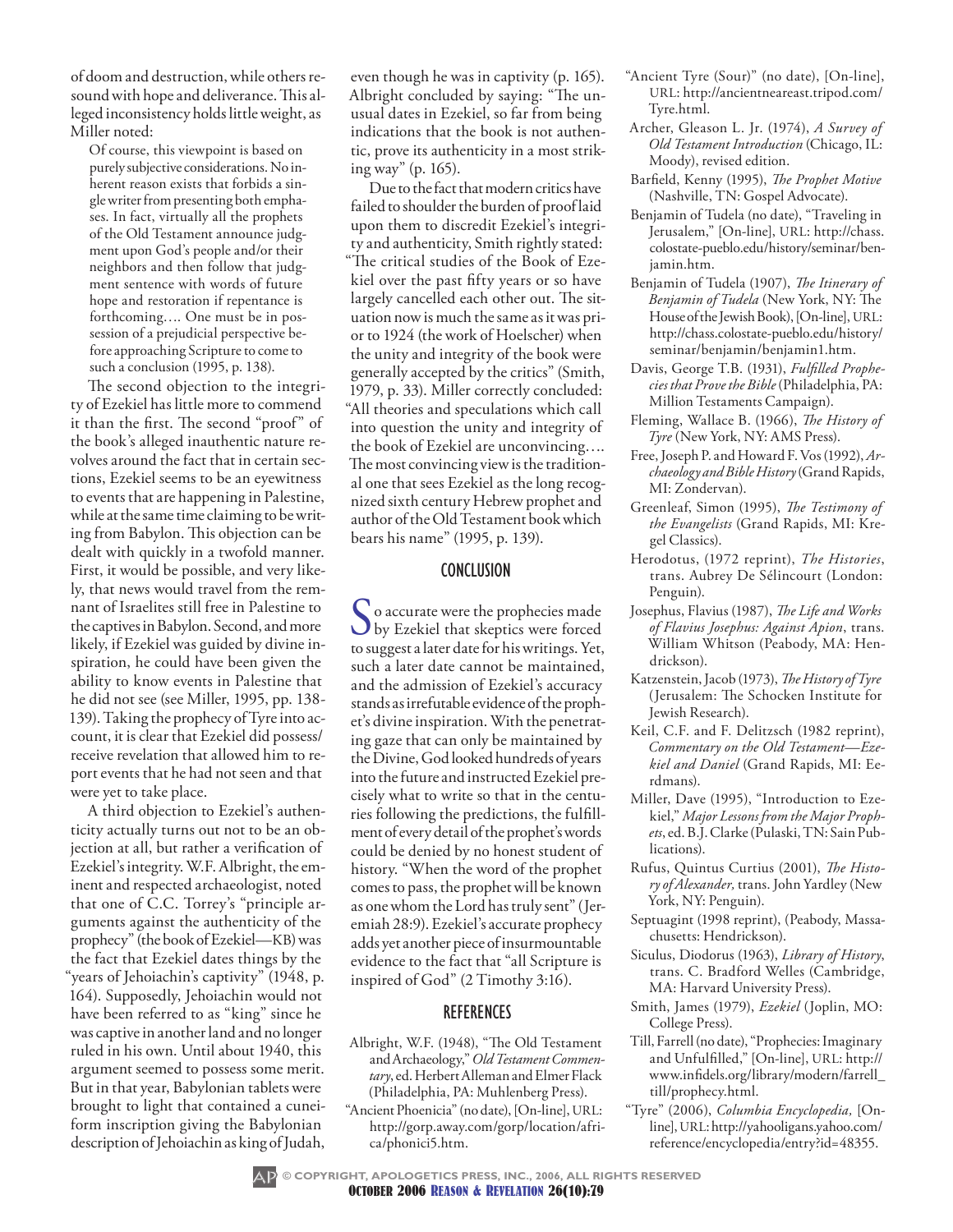of doom and destruction, while others resound with hope and deliverance. This alleged inconsistency holds little weight, as Miller noted:

> Of course, this viewpoint is based on purely subjective considerations. No inherent reason exists that forbids a single writer from presenting both emphases. In fact, virtually all the prophets of the Old Testament announce judgment upon God's people and/or their neighbors and then follow that judgment sentence with words of future hope and restoration if repentance is forthcoming…. One must be in possession of a prejudicial perspective before approaching Scripture to come to such a conclusion (1995, p. 138).

The second objection to the integrity of Ezekiel has little more to commend it than the first. The second "proof" of the book's alleged inauthentic nature revolves around the fact that in certain sections, Ezekiel seems to be an eyewitness to events that are happening in Palestine, while at the same time claiming to be writing from Babylon. This objection can be dealt with quickly in a twofold manner. First, it would be possible, and very likely, that news would travel from the remnant of Israelites still free in Palestine to the captives in Babylon. Second, and more likely, if Ezekiel was guided by divine inspiration, he could have been given the ability to know events in Palestine that he did not see (see Miller, 1995, pp. 138-139). Taking the prophecy of Tyre into account, it is clear that Ezekiel did possess/receive revelation that allowed him to report events that he had not seen and that were yet to take place.

A third objection to Ezekiel's authenticity actually turns out not to be an objection at all, but rather a verification of Ezekiel's integrity. W.F. Albright, the eminent and respected archaeologist, noted that one of C.C. Torrey's "principle arguments against the authenticity of the prophecy" (the book of Ezekiel—KB) was the fact that Ezekiel dates things by the "years of Jehoiachin's captivity" (1948, p. 164). Supposedly, Jehoiachin would not have been referred to as "king" since he was captive in another land and no longer ruled in his own. Until about 1940, this argument seemed to possess some merit. But in that year, Babylonian tablets were brought to light that contained a cuneiform inscription giving the Babylonian description of Jehoiachin as king of Judah, even though he was in captivity (p. 165). Albright concluded by saying: "The unusual dates in Ezekiel, so far from being indications that the book is not authentic, prove its authenticity in a most striking way" (p. 165).

Due to the fact that modern critics have failed to shoulder the burden of proof laid upon them to discredit Ezekiel's integrity and authenticity, Smith rightly stated: "The critical studies of the Book of Ezekiel over the past fifty years or so have largely cancelled each other out. The situation now is much the same as it was prior to 1924 (the work of Hoelscher) when the unity and integrity of the book were generally accepted by the critics" (Smith, 1979, p. 33). Miller correctly concluded: "All theories and speculations which call into question the unity and integrity of the book of Ezekiel are unconvincing…. The most convincing view is the traditional one that sees Ezekiel as the long recognized sixth century Hebrew prophet and author of the Old Testament book which bears his name" (1995, p. 139).

## CONCLUSION

So accurate were the prophecies made by Ezekiel that skeptics were forced to suggest a later date for his writings. Yet, such a later date cannot be maintained, and the admission of Ezekiel's accuracy stands as irrefutable evidence of the prophet's divine inspiration. With the penetrating gaze that can only be maintained by the Divine, God looked hundreds of years into the future and instructed Ezekiel precisely what to write so that in the centuries following the predictions, the fulfillment of every detail of the prophet's words could be denied by no honest student of history. "When the word of the prophet comes to pass, the prophet will be known as one whom the Lord has truly sent" (Jeremiah 28:9). Ezekiel's accurate prophecy adds yet another piece of insurmountable evidence to the fact that "all Scripture is inspired of God" (2 Timothy 3:16).

## REFERENCES

Albright, W.F. (1948), "The Old Testament and Archaeology," *Old Testament Commentary*, ed. Herbert Alleman and Elmer Flack (Philadelphia, PA: Muhlenberg Press).

"Ancient Phoenicia" (no date), [On-line], URL: http://gorp.away.com/gorp/location/africa/phonici5.htm.

"Ancient Tyre (Sour)" (no date), [On-line], URL: http://ancientneareast.tripod.com/Tyre.html.

Archer, Gleason L. Jr. (1974), *A Survey of Old Testament Introduction* (Chicago, IL: Moody), revised edition.

Barfield, Kenny (1995), *The Prophet Motive* (Nashville, TN: Gospel Advocate).

Benjamin of Tudela (no date), "Traveling in Jerusalem," [On-line], URL: http://chass.colostate-pueblo.edu/history/seminar/benjamin.htm.

Benjamin of Tudela (1907), *The Itinerary of Benjamin of Tudela* (New York, NY: The House of the Jewish Book), [On-line], URL: http://chass.colostate-pueblo.edu/history/seminar/benjamin/benjamin1.htm.

Davis, George T.B. (1931), *Fulfilled Prophecies that Prove the Bible* (Philadelphia, PA: Million Testaments Campaign).

Fleming, Wallace B. (1966), *The History of Tyre* (New York, NY: AMS Press).

Free, Joseph P. and Howard F. Vos (1992), *Archaeology and Bible History* (Grand Rapids, MI: Zondervan).

Greenleaf, Simon (1995), *The Testimony of the Evangelists* (Grand Rapids, MI: Kregel Classics).

Herodotus, (1972 reprint), *The Histories*, trans. Aubrey De Sélincourt (London: Penguin).

Josephus, Flavius (1987), *The Life and Works of Flavius Josephus: Against Apion*, trans. William Whitson (Peabody, MA: Hendrickson).

Katzenstein, Jacob (1973), *The History of Tyre* (Jerusalem: The Schocken Institute for Jewish Research).

Keil, C.F. and F. Delitzsch (1982 reprint), *Commentary on the Old Testament—Ezekiel and Daniel* (Grand Rapids, MI: Eerdmans).

Miller, Dave (1995), "Introduction to Ezekiel," *Major Lessons from the Major Prophets*, ed. B.J. Clarke (Pulaski, TN: Sain Publications).

Rufus, Quintus Curtius (2001), *The History of Alexander,* trans. John Yardley (New York, NY: Penguin).

Septuagint (1998 reprint), (Peabody, Massachusetts: Hendrickson).

Siculus, Diodorus (1963), *Library of History*, trans. C. Bradford Welles (Cambridge, MA: Harvard University Press).

Smith, James (1979), *Ezekiel* (Joplin, MO: College Press).

Till, Farrell (no date), "Prophecies: Imaginary and Unfulfilled," [On-line], URL: http://www.infidels.org/library/modern/farrell_till/prophecy.html.

"Tyre" (2006), *Columbia Encyclopedia,* [On-line], URL: http://yahooligans.yahoo.com/reference/encyclopedia/entry?id=48355.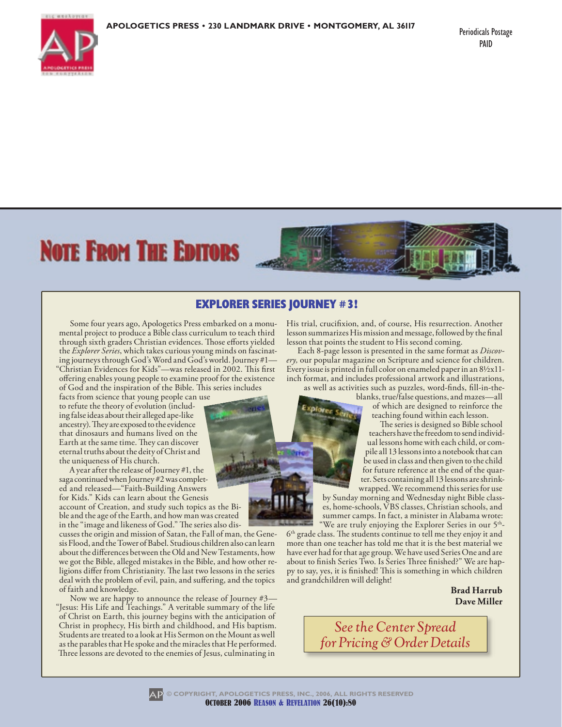APOLOGETICS PRESS • 230 LANDMARK DRIVE • MONTGOMERY, AL 36117

Periodicals Postage
PAID

# Note From The Editors

## EXPLORER SERIES JOURNEY #3!

Some four years ago, Apologetics Press embarked on a monumental project to produce a Bible class curriculum to teach third through sixth graders Christian evidences. Those efforts yielded the *Explorer Series*, which takes curious young minds on fascinating journeys through God's Word and God's world. Journey #1—"Christian Evidences for Kids"—was released in 2002. This first offering enables young people to examine proof for the existence of God and the inspiration of the Bible. This series includes facts from science that young people can use to refute the theory of evolution (including false ideas about their alleged ape-like ancestry). They are exposed to the evidence that dinosaurs and humans lived on the Earth at the same time. They can discover eternal truths about the deity of Christ and the uniqueness of His church.

A year after the release of Journey #1, the saga continued when Journey #2 was completed and released—"Faith-Building Answers for Kids." Kids can learn about the Genesis account of Creation, and study such topics as the Bible and the age of the Earth, and how man was created in the "image and likeness of God." The series also discusses the origin and mission of Satan, the Fall of man, the Genesis Flood, and the Tower of Babel. Studious children also can learn about the differences between the Old and New Testaments, how we got the Bible, alleged mistakes in the Bible, and how other religions differ from Christianity. The last two lessons in the series deal with the problem of evil, pain, and suffering, and the topics of faith and knowledge.

Now we are happy to announce the release of Journey #3—"Jesus: His Life and Teachings." A veritable summary of the life of Christ on Earth, this journey begins with the anticipation of Christ in prophecy, His birth and childhood, and His baptism. Students are treated to a look at His Sermon on the Mount as well as the parables that He spoke and the miracles that He performed. Three lessons are devoted to the enemies of Jesus, culminating in His trial, crucifixion, and, of course, His resurrection. Another lesson summarizes His mission and message, followed by the final lesson that points the student to His second coming.

Each 8-page lesson is presented in the same format as *Discovery,* our popular magazine on Scripture and science for children. Every issue is printed in full color on enameled paper in an 8½x11-inch format, and includes professional artwork and illustrations, as well as activities such as puzzles, word-finds, fill-in-the-blanks, true/false questions, and mazes—all of which are designed to reinforce the teaching found within each lesson.

The series is designed so Bible school teachers have the freedom to send individual lessons home with each child, or compile all 13 lessons into a notebook that can be used in class and then given to the child for future reference at the end of the quarter. Sets containing all 13 lessons are shrink-wrapped. We recommend this series for use by Sunday morning and Wednesday night Bible classes, home-schools, VBS classes, Christian schools, and summer camps. In fact, a minister in Alabama wrote: "We are truly enjoying the Explorer Series in our 5th-6th grade class. The students continue to tell me they enjoy it and more than one teacher has told me that it is the best material we have ever had for that age group. We have used Series One and are about to finish Series Two. Is Series Three finished?" We are happy to say, yes, yes, it is finished! This is something in which children and grandchildren will delight!

**Brad Harrub**
**Dave Miller**

*See the Center Spread for Pricing & Order Details*

© COPYRIGHT, APOLOGETICS PRESS, INC., 2006, ALL RIGHTS RESERVED